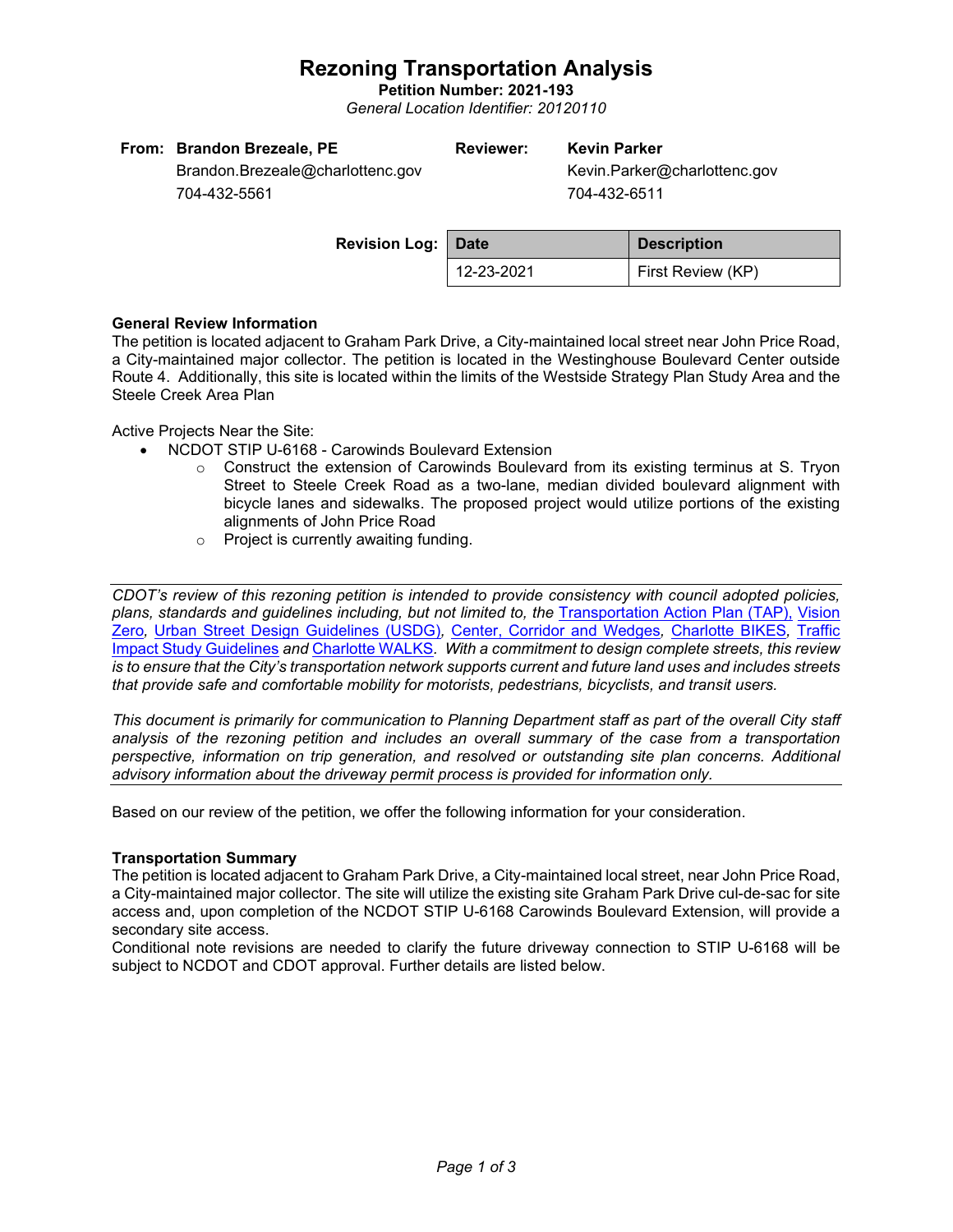# Rezoning Transportation Analysis

**Petition Number: 2021-193**

*General Location Identifier: 20120110*

**From: Brandon Brezeale, PE**
Brandon.Brezeale@charlottenc.gov
704-432-5561

**Reviewer: Kevin Parker**
Kevin.Parker@charlottenc.gov
704-432-6511

**Revision Log:**

| Date | Description |
|---|---|
| 12-23-2021 | First Review (KP) |

**General Review Information**

The petition is located adjacent to Graham Park Drive, a City-maintained local street near John Price Road, a City-maintained major collector. The petition is located in the Westinghouse Boulevard Center outside Route 4. Additionally, this site is located within the limits of the Westside Strategy Plan Study Area and the Steele Creek Area Plan

Active Projects Near the Site:

- NCDOT STIP U-6168 - Carowinds Boulevard Extension
  - Construct the extension of Carowinds Boulevard from its existing terminus at S. Tryon Street to Steele Creek Road as a two-lane, median divided boulevard alignment with bicycle lanes and sidewalks. The proposed project would utilize portions of the existing alignments of John Price Road
  - Project is currently awaiting funding.

---

*CDOT's review of this rezoning petition is intended to provide consistency with council adopted policies, plans, standards and guidelines including, but not limited to, the* Transportation Action Plan (TAP), Vision Zero*,* Urban Street Design Guidelines (USDG)*,* Center, Corridor and Wedges*,* Charlotte BIKES*,* Traffic Impact Study Guidelines *and* Charlotte WALKS*. With a commitment to design complete streets, this review is to ensure that the City's transportation network supports current and future land uses and includes streets that provide safe and comfortable mobility for motorists, pedestrians, bicyclists, and transit users.*

*This document is primarily for communication to Planning Department staff as part of the overall City staff analysis of the rezoning petition and includes an overall summary of the case from a transportation perspective, information on trip generation, and resolved or outstanding site plan concerns. Additional advisory information about the driveway permit process is provided for information only.*

---

Based on our review of the petition, we offer the following information for your consideration.

**Transportation Summary**

The petition is located adjacent to Graham Park Drive, a City-maintained local street, near John Price Road, a City-maintained major collector. The site will utilize the existing site Graham Park Drive cul-de-sac for site access and, upon completion of the NCDOT STIP U-6168 Carowinds Boulevard Extension, will provide a secondary site access.

Conditional note revisions are needed to clarify the future driveway connection to STIP U-6168 will be subject to NCDOT and CDOT approval. Further details are listed below.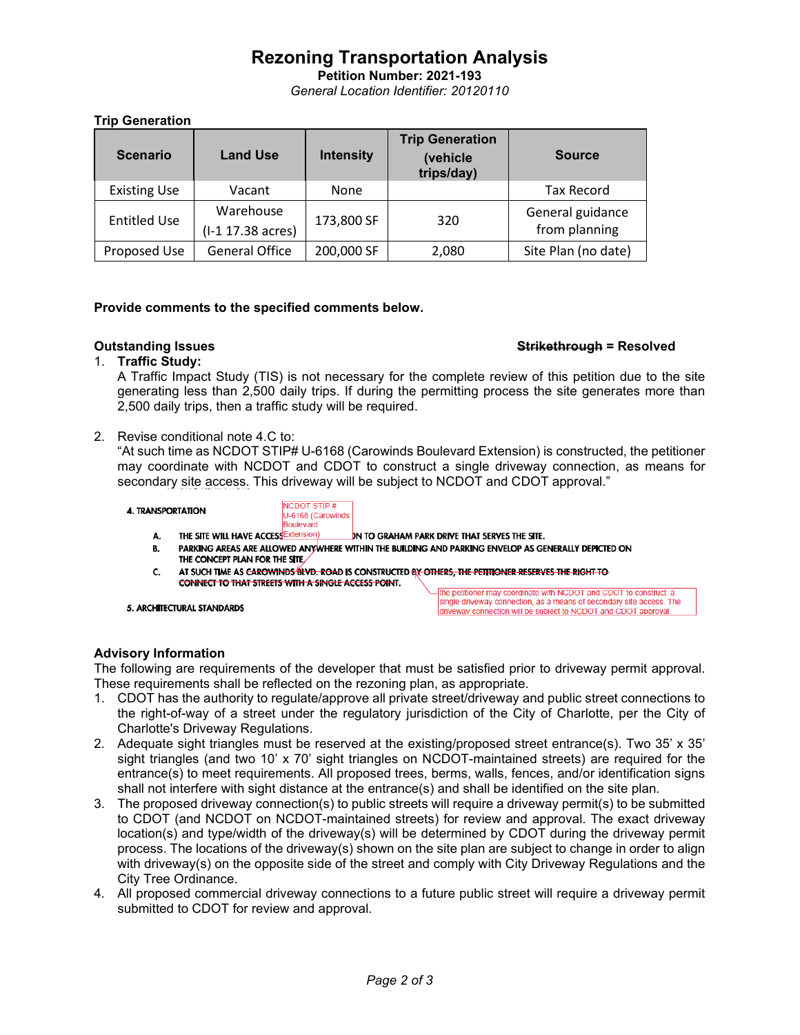# Rezoning Transportation Analysis

**Petition Number: 2021-193**

*General Location Identifier: 20120110*

### Trip Generation

| Scenario | Land Use | Intensity | Trip Generation (vehicle trips/day) | Source |
|---|---|---|---|---|
| Existing Use | Vacant | None | | Tax Record |
| Entitled Use | Warehouse (I-1 17.38 acres) | 173,800 SF | 320 | General guidance from planning |
| Proposed Use | General Office | 200,000 SF | 2,080 | Site Plan (no date) |

**Provide comments to the specified comments below.**

**Outstanding Issues** **~~Strikethrough~~ = Resolved**

1. **Traffic Study:**
   A Traffic Impact Study (TIS) is not necessary for the complete review of this petition due to the site generating less than 2,500 daily trips. If during the permitting process the site generates more than 2,500 daily trips, then a traffic study will be required.

2. Revise conditional note 4.C to:
   "At such time as NCDOT STIP# U-6168 (Carowinds Boulevard Extension) is constructed, the petitioner may coordinate with NCDOT and CDOT to construct a single driveway connection, as means for secondary site access. This driveway will be subject to NCDOT and CDOT approval."

   **4. TRANSPORTATION**

   A. THE SITE WILL HAVE ACCESS [NCDOT STIP # U-6168 (Carowinds Boulevard Extension)] ON TO GRAHAM PARK DRIVE THAT SERVES THE SITE.

   B. PARKING AREAS ARE ALLOWED ANYWHERE WITHIN THE BUILDING AND PARKING ENVELOP AS GENERALLY DEPICTED ON THE CONCEPT PLAN FOR THE SITE.

   C. AT SUCH TIME AS ~~CAROWINDS BLVD. ROAD~~ IS CONSTRUCTED ~~BY OTHERS, THE PETITIONER RESERVES THE RIGHT TO CONNECT TO THAT STREETS WITH A SINGLE ACCESS POINT.~~ [the petitioner may coordinate with NCDOT and CDOT to construct a single driveway connection, as a means of secondary site access. The driveway connection will be subject to NCDOT and CDOT approval.]

   **5. ARCHITECTURAL STANDARDS**

### Advisory Information

The following are requirements of the developer that must be satisfied prior to driveway permit approval. These requirements shall be reflected on the rezoning plan, as appropriate.

1. CDOT has the authority to regulate/approve all private street/driveway and public street connections to the right-of-way of a street under the regulatory jurisdiction of the City of Charlotte, per the City of Charlotte's Driveway Regulations.
2. Adequate sight triangles must be reserved at the existing/proposed street entrance(s). Two 35' x 35' sight triangles (and two 10' x 70' sight triangles on NCDOT-maintained streets) are required for the entrance(s) to meet requirements. All proposed trees, berms, walls, fences, and/or identification signs shall not interfere with sight distance at the entrance(s) and shall be identified on the site plan.
3. The proposed driveway connection(s) to public streets will require a driveway permit(s) to be submitted to CDOT (and NCDOT on NCDOT-maintained streets) for review and approval. The exact driveway location(s) and type/width of the driveway(s) will be determined by CDOT during the driveway permit process. The locations of the driveway(s) shown on the site plan are subject to change in order to align with driveway(s) on the opposite side of the street and comply with City Driveway Regulations and the City Tree Ordinance.
4. All proposed commercial driveway connections to a future public street will require a driveway permit submitted to CDOT for review and approval.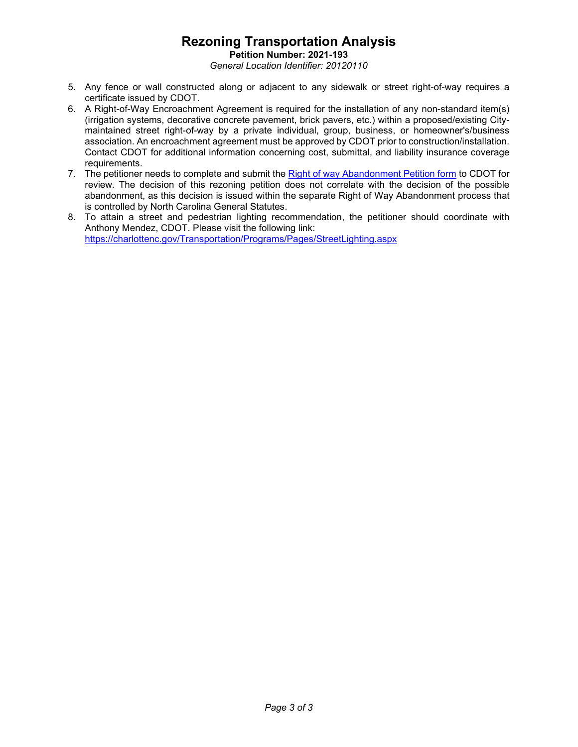5. Any fence or wall constructed along or adjacent to any sidewalk or street right-of-way requires a certificate issued by CDOT.
6. A Right-of-Way Encroachment Agreement is required for the installation of any non-standard item(s) (irrigation systems, decorative concrete pavement, brick pavers, etc.) within a proposed/existing City-maintained street right-of-way by a private individual, group, business, or homeowner's/business association. An encroachment agreement must be approved by CDOT prior to construction/installation. Contact CDOT for additional information concerning cost, submittal, and liability insurance coverage requirements.
7. The petitioner needs to complete and submit the Right of way Abandonment Petition form to CDOT for review. The decision of this rezoning petition does not correlate with the decision of the possible abandonment, as this decision is issued within the separate Right of Way Abandonment process that is controlled by North Carolina General Statutes.
8. To attain a street and pedestrian lighting recommendation, the petitioner should coordinate with Anthony Mendez, CDOT. Please visit the following link: https://charlottenc.gov/Transportation/Programs/Pages/StreetLighting.aspx